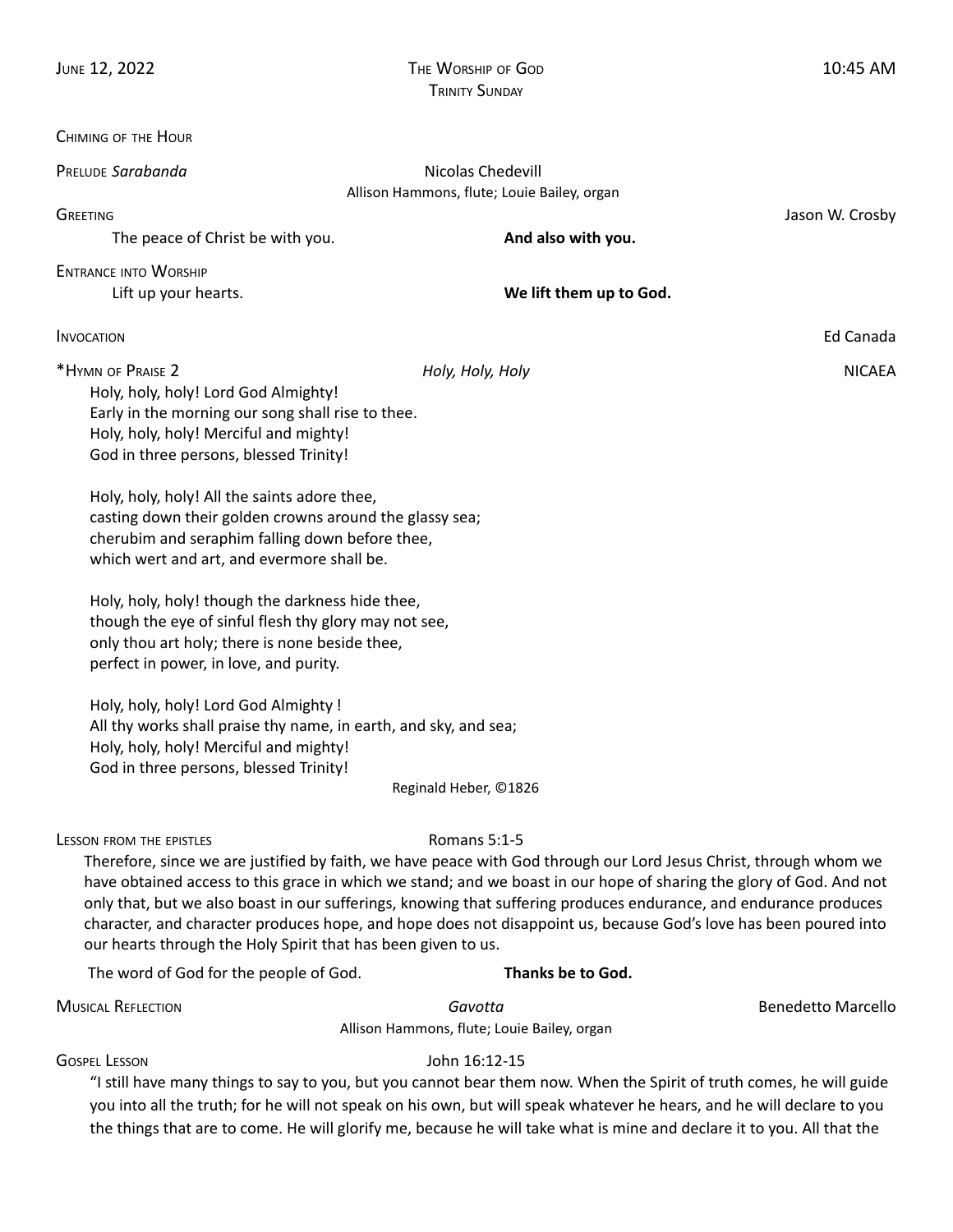June 12, 2022 | The Worship of God | 10:45 AM

**Trinity Sunday**

Chiming of the Hour

Prelude *Sarabanda* — Nicolas Chedevill
Allison Hammons, flute; Louie Bailey, organ

Greeting — Jason W. Crosby

The peace of Christ be with you. **And also with you.**

Entrance into Worship

Lift up your hearts. **We lift them up to God.**

Invocation — Ed Canada

*Hymn of Praise 2 — *Holy, Holy, Holy* — NICAEA

Holy, holy, holy! Lord God Almighty!
Early in the morning our song shall rise to thee.
Holy, holy, holy! Merciful and mighty!
God in three persons, blessed Trinity!

Holy, holy, holy! All the saints adore thee,
casting down their golden crowns around the glassy sea;
cherubim and seraphim falling down before thee,
which wert and art, and evermore shall be.

Holy, holy, holy! though the darkness hide thee,
though the eye of sinful flesh thy glory may not see,
only thou art holy; there is none beside thee,
perfect in power, in love, and purity.

Holy, holy, holy! Lord God Almighty !
All thy works shall praise thy name, in earth, and sky, and sea;
Holy, holy, holy! Merciful and mighty!
God in three persons, blessed Trinity!

Reginald Heber, ©1826

Lesson from the epistles — Romans 5:1-5

Therefore, since we are justified by faith, we have peace with God through our Lord Jesus Christ, through whom we have obtained access to this grace in which we stand; and we boast in our hope of sharing the glory of God. And not only that, but we also boast in our sufferings, knowing that suffering produces endurance, and endurance produces character, and character produces hope, and hope does not disappoint us, because God's love has been poured into our hearts through the Holy Spirit that has been given to us.

The word of God for the people of God. **Thanks be to God.**

Musical Reflection — *Gavotta* — Benedetto Marcello
Allison Hammons, flute; Louie Bailey, organ

Gospel Lesson — John 16:12-15

"I still have many things to say to you, but you cannot bear them now. When the Spirit of truth comes, he will guide you into all the truth; for he will not speak on his own, but will speak whatever he hears, and he will declare to you the things that are to come. He will glorify me, because he will take what is mine and declare it to you. All that the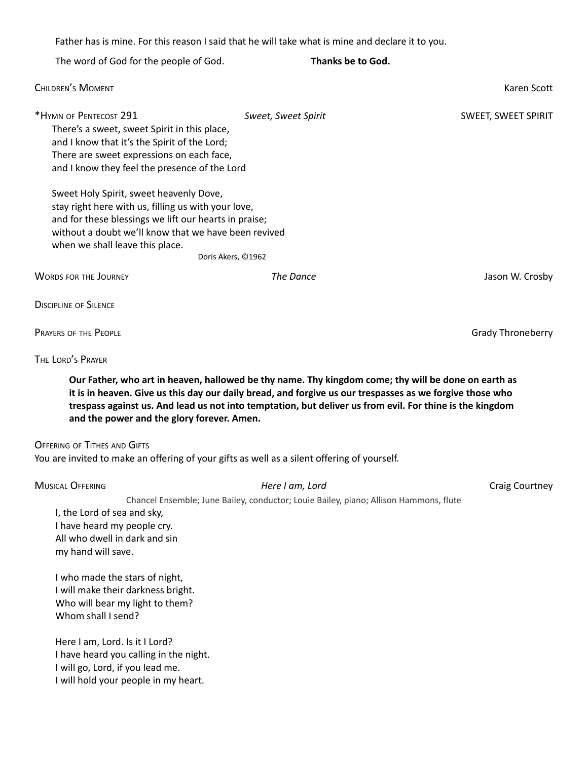Father has is mine. For this reason I said that he will take what is mine and declare it to you.

The word of God for the people of God. **Thanks be to God.**

Children's Moment — Karen Scott

*Hymn of Pentecost 291 — *Sweet, Sweet Spirit* — SWEET, SWEET SPIRIT

There's a sweet, sweet Spirit in this place,
and I know that it's the Spirit of the Lord;
There are sweet expressions on each face,
and I know they feel the presence of the Lord

Sweet Holy Spirit, sweet heavenly Dove,
stay right here with us, filling us with your love,
and for these blessings we lift our hearts in praise;
without a doubt we'll know that we have been revived
when we shall leave this place.

Doris Akers, ©1962

Words for the Journey — *The Dance* — Jason W. Crosby

Discipline of Silence

Prayers of the People — Grady Throneberry

The Lord's Prayer

**Our Father, who art in heaven, hallowed be thy name. Thy kingdom come; thy will be done on earth as it is in heaven. Give us this day our daily bread, and forgive us our trespasses as we forgive those who trespass against us. And lead us not into temptation, but deliver us from evil. For thine is the kingdom and the power and the glory forever. Amen.**

Offering of Tithes and Gifts

You are invited to make an offering of your gifts as well as a silent offering of yourself.

Musical Offering — *Here I am, Lord* — Craig Courtney

Chancel Ensemble; June Bailey, conductor; Louie Bailey, piano; Allison Hammons, flute

I, the Lord of sea and sky,
I have heard my people cry.
All who dwell in dark and sin
my hand will save.

I who made the stars of night,
I will make their darkness bright.
Who will bear my light to them?
Whom shall I send?

Here I am, Lord. Is it I Lord?
I have heard you calling in the night.
I will go, Lord, if you lead me.
I will hold your people in my heart.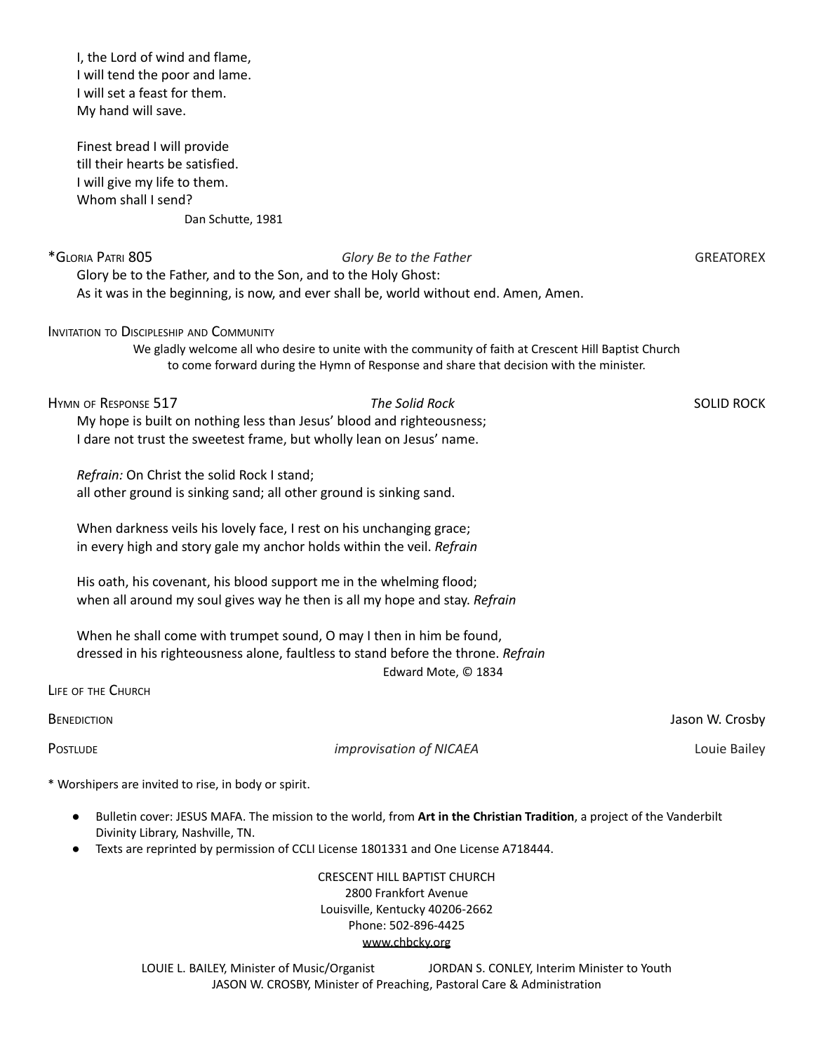I, the Lord of wind and flame,
I will tend the poor and lame.
I will set a feast for them.
My hand will save.

Finest bread I will provide
till their hearts be satisfied.
I will give my life to them.
Whom shall I send?

Dan Schutte, 1981

*GLORIA PATRI 805 — *Glory Be to the Father* — GREATOREX

Glory be to the Father, and to the Son, and to the Holy Ghost:
As it was in the beginning, is now, and ever shall be, world without end. Amen, Amen.

INVITATION TO DISCIPLESHIP AND COMMUNITY

We gladly welcome all who desire to unite with the community of faith at Crescent Hill Baptist Church to come forward during the Hymn of Response and share that decision with the minister.

HYMN OF RESPONSE 517 — *The Solid Rock* — SOLID ROCK

My hope is built on nothing less than Jesus' blood and righteousness;
I dare not trust the sweetest frame, but wholly lean on Jesus' name.

*Refrain:* On Christ the solid Rock I stand;
all other ground is sinking sand; all other ground is sinking sand.

When darkness veils his lovely face, I rest on his unchanging grace;
in every high and story gale my anchor holds within the veil. *Refrain*

His oath, his covenant, his blood support me in the whelming flood;
when all around my soul gives way he then is all my hope and stay. *Refrain*

When he shall come with trumpet sound, O may I then in him be found,
dressed in his righteousness alone, faultless to stand before the throne. *Refrain*

Edward Mote, © 1834

LIFE OF THE CHURCH

BENEDICTION — Jason W. Crosby

POSTLUDE — *improvisation of NICAEA* — Louie Bailey

* Worshipers are invited to rise, in body or spirit.

- Bulletin cover: JESUS MAFA. The mission to the world, from **Art in the Christian Tradition**, a project of the Vanderbilt Divinity Library, Nashville, TN.
- Texts are reprinted by permission of CCLI License 1801331 and One License A718444.

CRESCENT HILL BAPTIST CHURCH
2800 Frankfort Avenue
Louisville, Kentucky 40206-2662
Phone: 502-896-4425
www.chbcky.org

LOUIE L. BAILEY, Minister of Music/Organist
JORDAN S. CONLEY, Interim Minister to Youth
JASON W. CROSBY, Minister of Preaching, Pastoral Care & Administration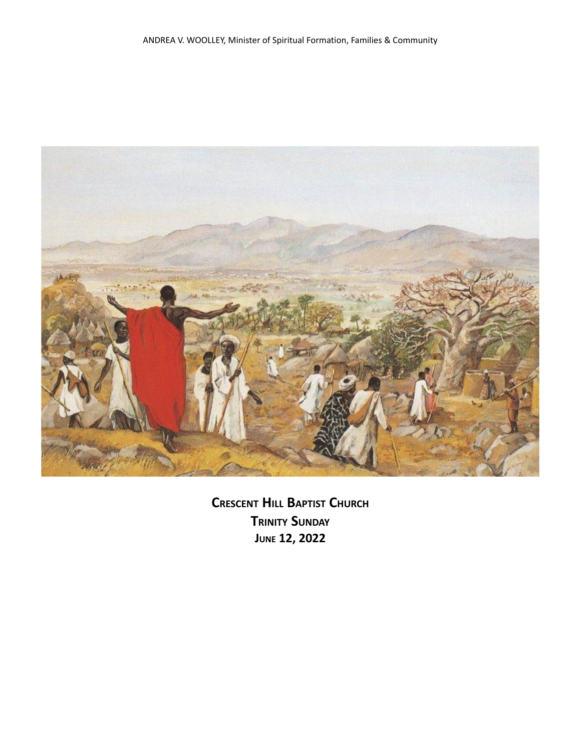ANDREA V. WOOLLEY, Minister of Spiritual Formation, Families & Community

**CRESCENT HILL BAPTIST CHURCH**
**TRINITY SUNDAY**
**JUNE 12, 2022**